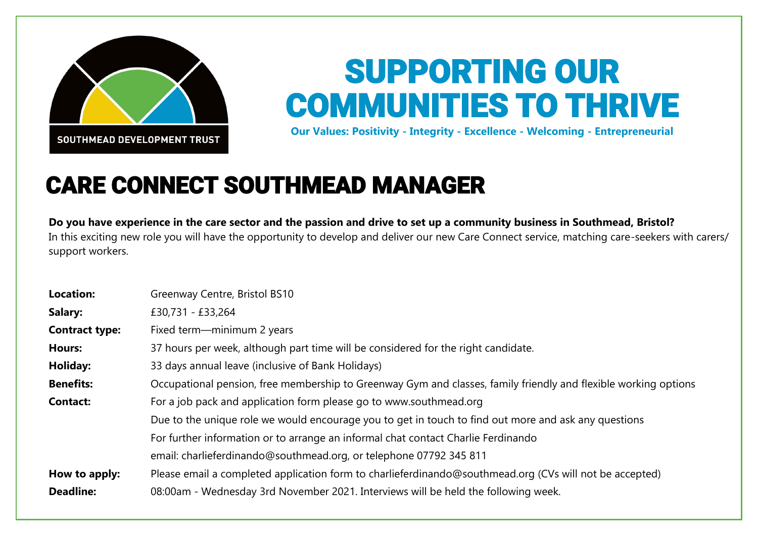SOUTHMEAD DEVELOPMENT TRUST

# SUPPORTING OUR COMMUNITIES TO THRIVE

**Our Values: Positivity - Integrity - Excellence - Welcoming - Entrepreneurial**

# CARE CONNECT SOUTHMEAD MANAGER

**Do you have experience in the care sector and the passion and drive to set up a community business in Southmead, Bristol?**
In this exciting new role you will have the opportunity to develop and deliver our new Care Connect service, matching care-seekers with carers/ support workers.

| | |
|---|---|
| **Location:** | Greenway Centre, Bristol BS10 |
| **Salary:** | £30,731 - £33,264 |
| **Contract type:** | Fixed term—minimum 2 years |
| **Hours:** | 37 hours per week, although part time will be considered for the right candidate. |
| **Holiday:** | 33 days annual leave (inclusive of Bank Holidays) |
| **Benefits:** | Occupational pension, free membership to Greenway Gym and classes, family friendly and flexible working options |
| **Contact:** | For a job pack and application form please go to www.southmead.org |
| | Due to the unique role we would encourage you to get in touch to find out more and ask any questions |
| | For further information or to arrange an informal chat contact Charlie Ferdinando |
| | email: charlieferdinando@southmead.org, or telephone 07792 345 811 |
| **How to apply:** | Please email a completed application form to charlieferdinando@southmead.org (CVs will not be accepted) |
| **Deadline:** | 08:00am - Wednesday 3rd November 2021. Interviews will be held the following week. |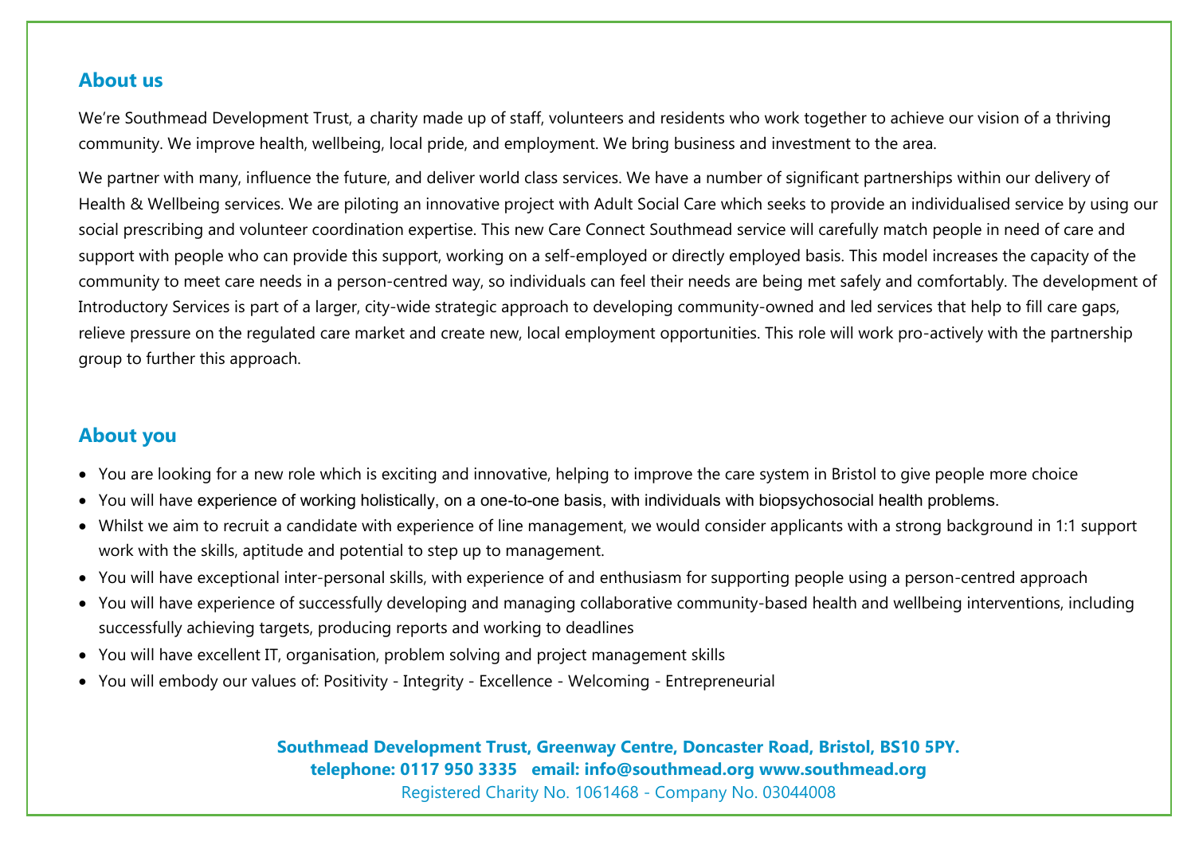## About us

We're Southmead Development Trust, a charity made up of staff, volunteers and residents who work together to achieve our vision of a thriving community. We improve health, wellbeing, local pride, and employment. We bring business and investment to the area.

We partner with many, influence the future, and deliver world class services. We have a number of significant partnerships within our delivery of Health & Wellbeing services. We are piloting an innovative project with Adult Social Care which seeks to provide an individualised service by using our social prescribing and volunteer coordination expertise. This new Care Connect Southmead service will carefully match people in need of care and support with people who can provide this support, working on a self-employed or directly employed basis. This model increases the capacity of the community to meet care needs in a person-centred way, so individuals can feel their needs are being met safely and comfortably. The development of Introductory Services is part of a larger, city-wide strategic approach to developing community-owned and led services that help to fill care gaps, relieve pressure on the regulated care market and create new, local employment opportunities. This role will work pro-actively with the partnership group to further this approach.

## About you

- You are looking for a new role which is exciting and innovative, helping to improve the care system in Bristol to give people more choice
- You will have experience of working holistically, on a one-to-one basis, with individuals with biopsychosocial health problems.
- Whilst we aim to recruit a candidate with experience of line management, we would consider applicants with a strong background in 1:1 support work with the skills, aptitude and potential to step up to management.
- You will have exceptional inter-personal skills, with experience of and enthusiasm for supporting people using a person-centred approach
- You will have experience of successfully developing and managing collaborative community-based health and wellbeing interventions, including successfully achieving targets, producing reports and working to deadlines
- You will have excellent IT, organisation, problem solving and project management skills
- You will embody our values of: Positivity - Integrity - Excellence - Welcoming - Entrepreneurial

**Southmead Development Trust, Greenway Centre, Doncaster Road, Bristol, BS10 5PY.**
**telephone: 0117 950 3335 email: info@southmead.org www.southmead.org**
Registered Charity No. 1061468 - Company No. 03044008